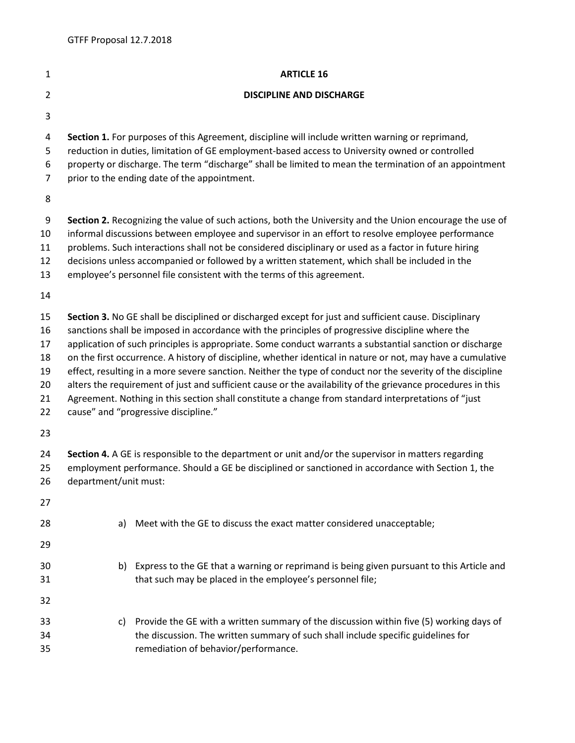# ARTICLE 16

## DISCIPLINE AND DISCHARGE

**Section 1.** For purposes of this Agreement, discipline will include written warning or reprimand, reduction in duties, limitation of GE employment-based access to University owned or controlled property or discharge. The term "discharge" shall be limited to mean the termination of an appointment prior to the ending date of the appointment.

**Section 2.** Recognizing the value of such actions, both the University and the Union encourage the use of informal discussions between employee and supervisor in an effort to resolve employee performance problems. Such interactions shall not be considered disciplinary or used as a factor in future hiring decisions unless accompanied or followed by a written statement, which shall be included in the employee's personnel file consistent with the terms of this agreement.

**Section 3.** No GE shall be disciplined or discharged except for just and sufficient cause. Disciplinary sanctions shall be imposed in accordance with the principles of progressive discipline where the application of such principles is appropriate. Some conduct warrants a substantial sanction or discharge on the first occurrence. A history of discipline, whether identical in nature or not, may have a cumulative effect, resulting in a more severe sanction. Neither the type of conduct nor the severity of the discipline alters the requirement of just and sufficient cause or the availability of the grievance procedures in this Agreement. Nothing in this section shall constitute a change from standard interpretations of "just cause" and "progressive discipline."

**Section 4.** A GE is responsible to the department or unit and/or the supervisor in matters regarding employment performance. Should a GE be disciplined or sanctioned in accordance with Section 1, the department/unit must:

a) Meet with the GE to discuss the exact matter considered unacceptable;

b) Express to the GE that a warning or reprimand is being given pursuant to this Article and that such may be placed in the employee's personnel file;

c) Provide the GE with a written summary of the discussion within five (5) working days of the discussion. The written summary of such shall include specific guidelines for remediation of behavior/performance.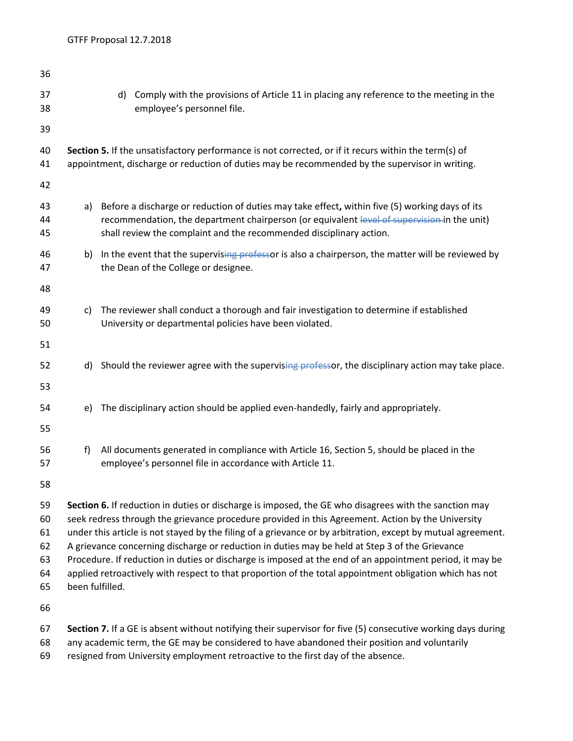d) Comply with the provisions of Article 11 in placing any reference to the meeting in the employee's personnel file.

**Section 5.** If the unsatisfactory performance is not corrected, or if it recurs within the term(s) of appointment, discharge or reduction of duties may be recommended by the supervisor in writing.

a) Before a discharge or reduction of duties may take effect**,** within five (5) working days of its recommendation, the department chairperson (or equivalent ~~level of supervision~~ in the unit) shall review the complaint and the recommended disciplinary action.

b) In the event that the supervis~~ing profess~~or is also a chairperson, the matter will be reviewed by the Dean of the College or designee.

c) The reviewer shall conduct a thorough and fair investigation to determine if established University or departmental policies have been violated.

d) Should the reviewer agree with the supervis~~ing profess~~or, the disciplinary action may take place.

e) The disciplinary action should be applied even-handedly, fairly and appropriately.

f) All documents generated in compliance with Article 16, Section 5, should be placed in the employee's personnel file in accordance with Article 11.

**Section 6.** If reduction in duties or discharge is imposed, the GE who disagrees with the sanction may seek redress through the grievance procedure provided in this Agreement. Action by the University under this article is not stayed by the filing of a grievance or by arbitration, except by mutual agreement. A grievance concerning discharge or reduction in duties may be held at Step 3 of the Grievance Procedure. If reduction in duties or discharge is imposed at the end of an appointment period, it may be applied retroactively with respect to that proportion of the total appointment obligation which has not been fulfilled.

**Section 7.** If a GE is absent without notifying their supervisor for five (5) consecutive working days during any academic term, the GE may be considered to have abandoned their position and voluntarily resigned from University employment retroactive to the first day of the absence.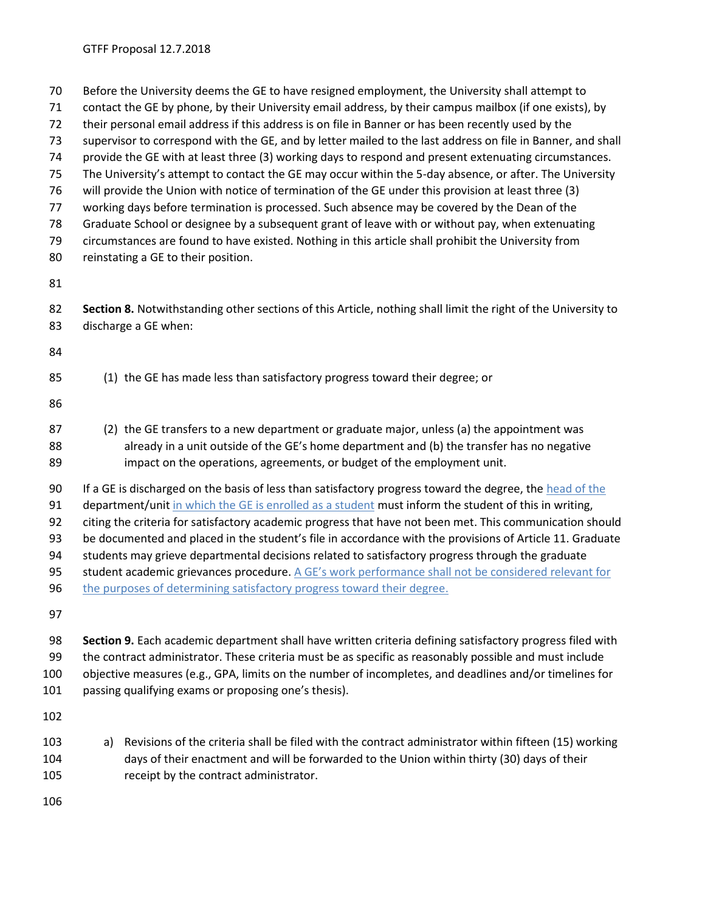Before the University deems the GE to have resigned employment, the University shall attempt to contact the GE by phone, by their University email address, by their campus mailbox (if one exists), by their personal email address if this address is on file in Banner or has been recently used by the supervisor to correspond with the GE, and by letter mailed to the last address on file in Banner, and shall provide the GE with at least three (3) working days to respond and present extenuating circumstances. The University's attempt to contact the GE may occur within the 5-day absence, or after. The University will provide the Union with notice of termination of the GE under this provision at least three (3) working days before termination is processed. Such absence may be covered by the Dean of the Graduate School or designee by a subsequent grant of leave with or without pay, when extenuating circumstances are found to have existed. Nothing in this article shall prohibit the University from reinstating a GE to their position.

**Section 8.** Notwithstanding other sections of this Article, nothing shall limit the right of the University to discharge a GE when:

(1) the GE has made less than satisfactory progress toward their degree; or

(2) the GE transfers to a new department or graduate major, unless (a) the appointment was already in a unit outside of the GE's home department and (b) the transfer has no negative impact on the operations, agreements, or budget of the employment unit.

If a GE is discharged on the basis of less than satisfactory progress toward the degree, the head of the department/unit in which the GE is enrolled as a student must inform the student of this in writing, citing the criteria for satisfactory academic progress that have not been met. This communication should be documented and placed in the student's file in accordance with the provisions of Article 11. Graduate students may grieve departmental decisions related to satisfactory progress through the graduate student academic grievances procedure. A GE's work performance shall not be considered relevant for the purposes of determining satisfactory progress toward their degree.

**Section 9.** Each academic department shall have written criteria defining satisfactory progress filed with the contract administrator. These criteria must be as specific as reasonably possible and must include objective measures (e.g., GPA, limits on the number of incompletes, and deadlines and/or timelines for passing qualifying exams or proposing one's thesis).

a) Revisions of the criteria shall be filed with the contract administrator within fifteen (15) working days of their enactment and will be forwarded to the Union within thirty (30) days of their receipt by the contract administrator.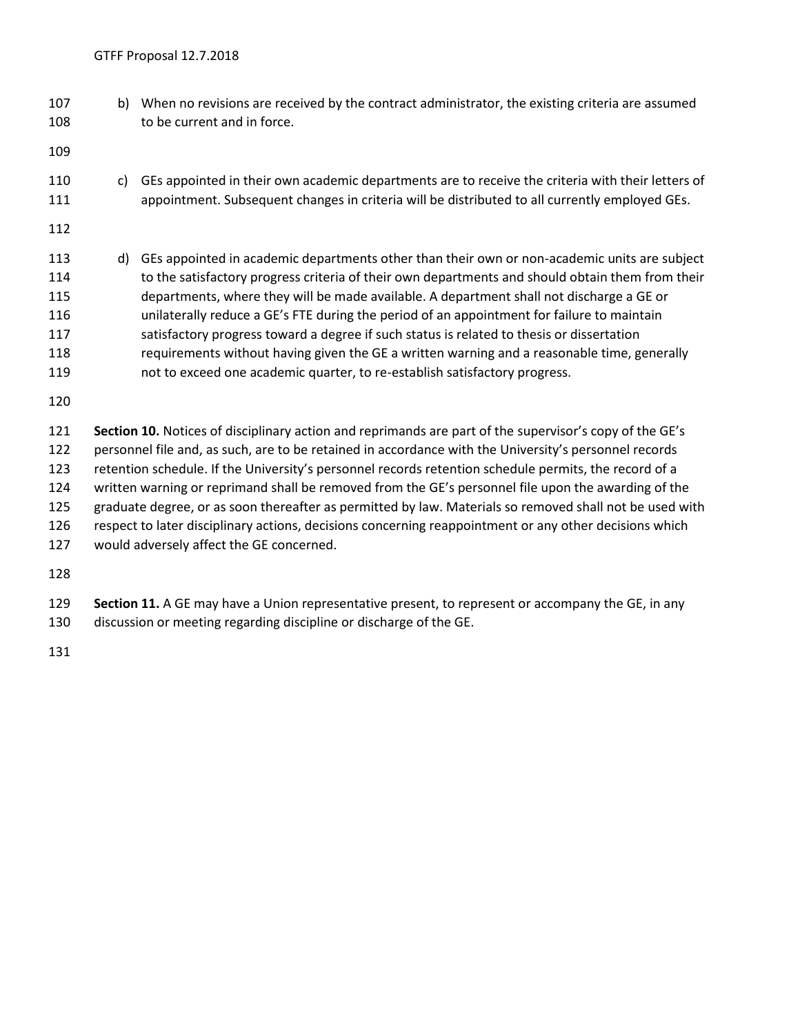b) When no revisions are received by the contract administrator, the existing criteria are assumed to be current and in force.

c) GEs appointed in their own academic departments are to receive the criteria with their letters of appointment. Subsequent changes in criteria will be distributed to all currently employed GEs.

d) GEs appointed in academic departments other than their own or non-academic units are subject to the satisfactory progress criteria of their own departments and should obtain them from their departments, where they will be made available. A department shall not discharge a GE or unilaterally reduce a GE's FTE during the period of an appointment for failure to maintain satisfactory progress toward a degree if such status is related to thesis or dissertation requirements without having given the GE a written warning and a reasonable time, generally not to exceed one academic quarter, to re-establish satisfactory progress.

**Section 10.** Notices of disciplinary action and reprimands are part of the supervisor's copy of the GE's personnel file and, as such, are to be retained in accordance with the University's personnel records retention schedule. If the University's personnel records retention schedule permits, the record of a written warning or reprimand shall be removed from the GE's personnel file upon the awarding of the graduate degree, or as soon thereafter as permitted by law. Materials so removed shall not be used with respect to later disciplinary actions, decisions concerning reappointment or any other decisions which would adversely affect the GE concerned.

**Section 11.** A GE may have a Union representative present, to represent or accompany the GE, in any discussion or meeting regarding discipline or discharge of the GE.